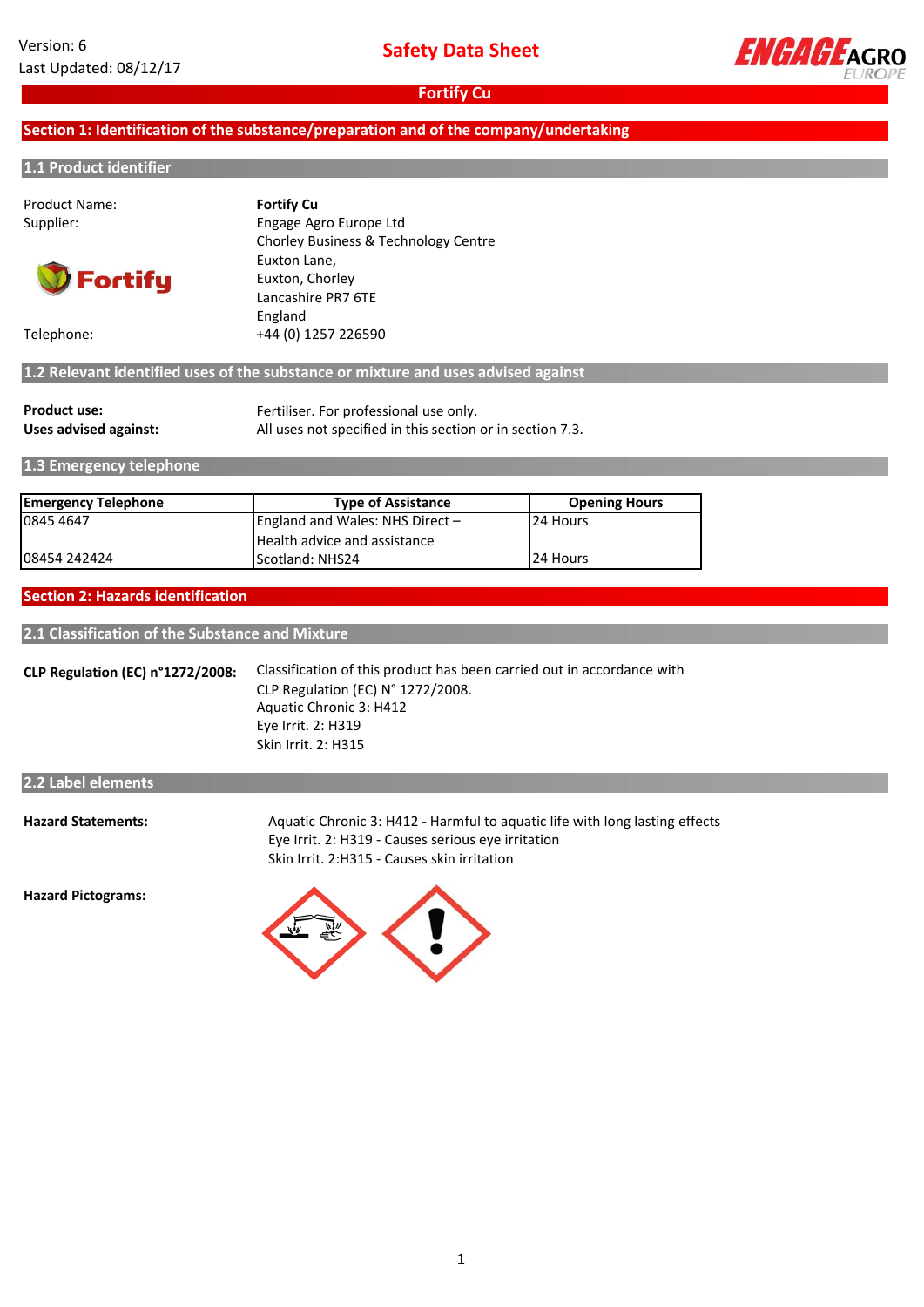Version: 6
Last Updated: 08/12/17

# Safety Data Sheet

## Fortify Cu

## Section 1: Identification of the substance/preparation and of the company/undertaking

### 1.1 Product identifier

Product Name: **Fortify Cu**

Supplier: Engage Agro Europe Ltd
Chorley Business & Technology Centre
Euxton Lane,
Euxton, Chorley
Lancashire PR7 6TE
England

Telephone: +44 (0) 1257 226590

### 1.2 Relevant identified uses of the substance or mixture and uses advised against

**Product use:** Fertiliser. For professional use only.

**Uses advised against:** All uses not specified in this section or in section 7.3.

### 1.3 Emergency telephone

| Emergency Telephone | Type of Assistance | Opening Hours |
|---|---|---|
| 0845 4647 | England and Wales: NHS Direct – Health advice and assistance | 24 Hours |
| 08454 242424 | Scotland: NHS24 | 24 Hours |

## Section 2: Hazards identification

### 2.1 Classification of the Substance and Mixture

**CLP Regulation (EC) n°1272/2008:** Classification of this product has been carried out in accordance with CLP Regulation (EC) N° 1272/2008.
Aquatic Chronic 3: H412
Eye Irrit. 2: H319
Skin Irrit. 2: H315

### 2.2 Label elements

**Hazard Statements:**
Aquatic Chronic 3: H412 - Harmful to aquatic life with long lasting effects
Eye Irrit. 2: H319 - Causes serious eye irritation
Skin Irrit. 2:H315 - Causes skin irritation

**Hazard Pictograms:**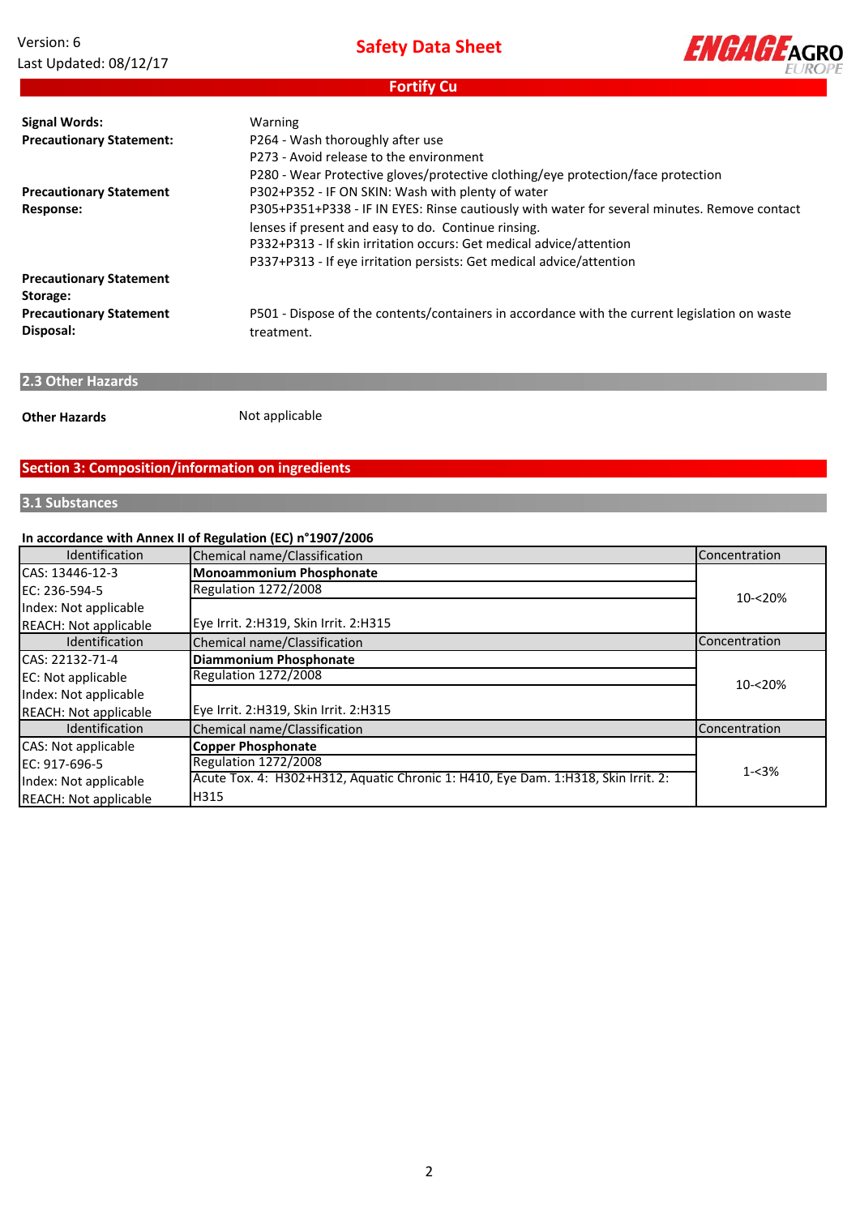| | |
|---|---|
| **Signal Words:** | Warning |
| **Precautionary Statement:** | P264 - Wash thoroughly after use<br>P273 - Avoid release to the environment<br>P280 - Wear Protective gloves/protective clothing/eye protection/face protection |
| **Precautionary Statement Response:** | P302+P352 - IF ON SKIN: Wash with plenty of water<br>P305+P351+P338 - IF IN EYES: Rinse cautiously with water for several minutes. Remove contact lenses if present and easy to do. Continue rinsing.<br>P332+P313 - If skin irritation occurs: Get medical advice/attention<br>P337+P313 - If eye irritation persists: Get medical advice/attention |
| **Precautionary Statement Storage:** | |
| **Precautionary Statement Disposal:** | P501 - Dispose of the contents/containers in accordance with the current legislation on waste treatment. |

## 2.3 Other Hazards

**Other Hazards** Not applicable

# Section 3: Composition/information on ingredients

## 3.1 Substances

**In accordance with Annex II of Regulation (EC) n°1907/2006**

| Identification | Chemical name/Classification | Concentration |
|---|---|---|
| CAS: 13446-12-3<br>EC: 236-594-5<br>Index: Not applicable<br>REACH: Not applicable | **Monoammonium Phosphonate**<br>Regulation 1272/2008<br>Eye Irrit. 2:H319, Skin Irrit. 2:H315 | 10-<20% |
| Identification | Chemical name/Classification | Concentration |
| CAS: 22132-71-4<br>EC: Not applicable<br>Index: Not applicable<br>REACH: Not applicable | **Diammonium Phosphonate**<br>Regulation 1272/2008<br>Eye Irrit. 2:H319, Skin Irrit. 2:H315 | 10-<20% |
| Identification | Chemical name/Classification | Concentration |
| CAS: Not applicable<br>EC: 917-696-5<br>Index: Not applicable<br>REACH: Not applicable | **Copper Phosphonate**<br>Regulation 1272/2008<br>Acute Tox. 4: H302+H312, Aquatic Chronic 1: H410, Eye Dam. 1:H318, Skin Irrit. 2: H315 | 1-<3% |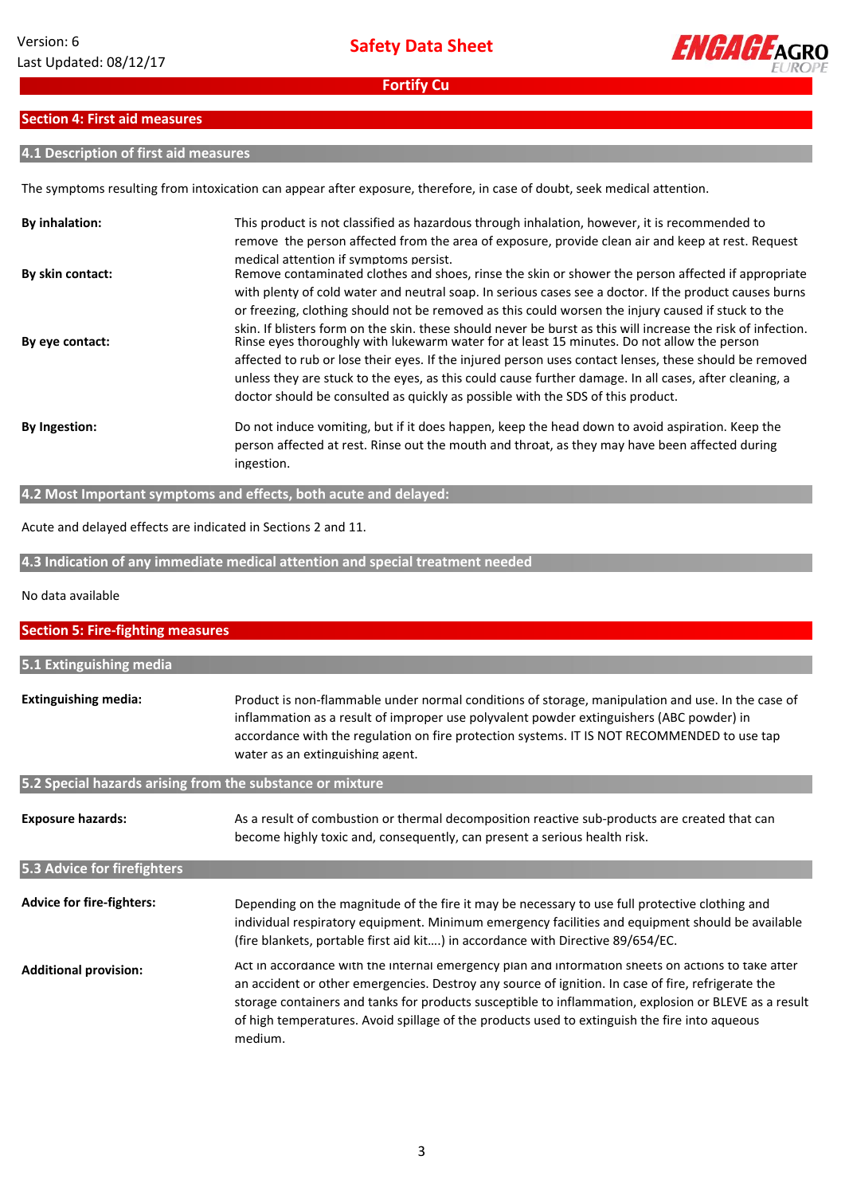## Section 4: First aid measures

### 4.1 Description of first aid measures

The symptoms resulting from intoxication can appear after exposure, therefore, in case of doubt, seek medical attention.

**By inhalation:** This product is not classified as hazardous through inhalation, however, it is recommended to remove the person affected from the area of exposure, provide clean air and keep at rest. Request medical attention if symptoms persist.

**By skin contact:** Remove contaminated clothes and shoes, rinse the skin or shower the person affected if appropriate with plenty of cold water and neutral soap. In serious cases see a doctor. If the product causes burns or freezing, clothing should not be removed as this could worsen the injury caused if stuck to the skin. If blisters form on the skin. these should never be burst as this will increase the risk of infection.

**By eye contact:** Rinse eyes thoroughly with lukewarm water for at least 15 minutes. Do not allow the person affected to rub or lose their eyes. If the injured person uses contact lenses, these should be removed unless they are stuck to the eyes, as this could cause further damage. In all cases, after cleaning, a doctor should be consulted as quickly as possible with the SDS of this product.

**By Ingestion:** Do not induce vomiting, but if it does happen, keep the head down to avoid aspiration. Keep the person affected at rest. Rinse out the mouth and throat, as they may have been affected during ingestion.

### 4.2 Most Important symptoms and effects, both acute and delayed:

Acute and delayed effects are indicated in Sections 2 and 11.

### 4.3 Indication of any immediate medical attention and special treatment needed

No data available

## Section 5: Fire-fighting measures

### 5.1 Extinguishing media

**Extinguishing media:** Product is non-flammable under normal conditions of storage, manipulation and use. In the case of inflammation as a result of improper use polyvalent powder extinguishers (ABC powder) in accordance with the regulation on fire protection systems. IT IS NOT RECOMMENDED to use tap water as an extinguishing agent.

### 5.2 Special hazards arising from the substance or mixture

**Exposure hazards:** As a result of combustion or thermal decomposition reactive sub-products are created that can become highly toxic and, consequently, can present a serious health risk.

### 5.3 Advice for firefighters

**Advice for fire-fighters:** Depending on the magnitude of the fire it may be necessary to use full protective clothing and individual respiratory equipment. Minimum emergency facilities and equipment should be available (fire blankets, portable first aid kit....) in accordance with Directive 89/654/EC.

**Additional provision:** Act in accordance with the internal emergency plan and information sheets on actions to take after an accident or other emergencies. Destroy any source of ignition. In case of fire, refrigerate the storage containers and tanks for products susceptible to inflammation, explosion or BLEVE as a result of high temperatures. Avoid spillage of the products used to extinguish the fire into aqueous medium.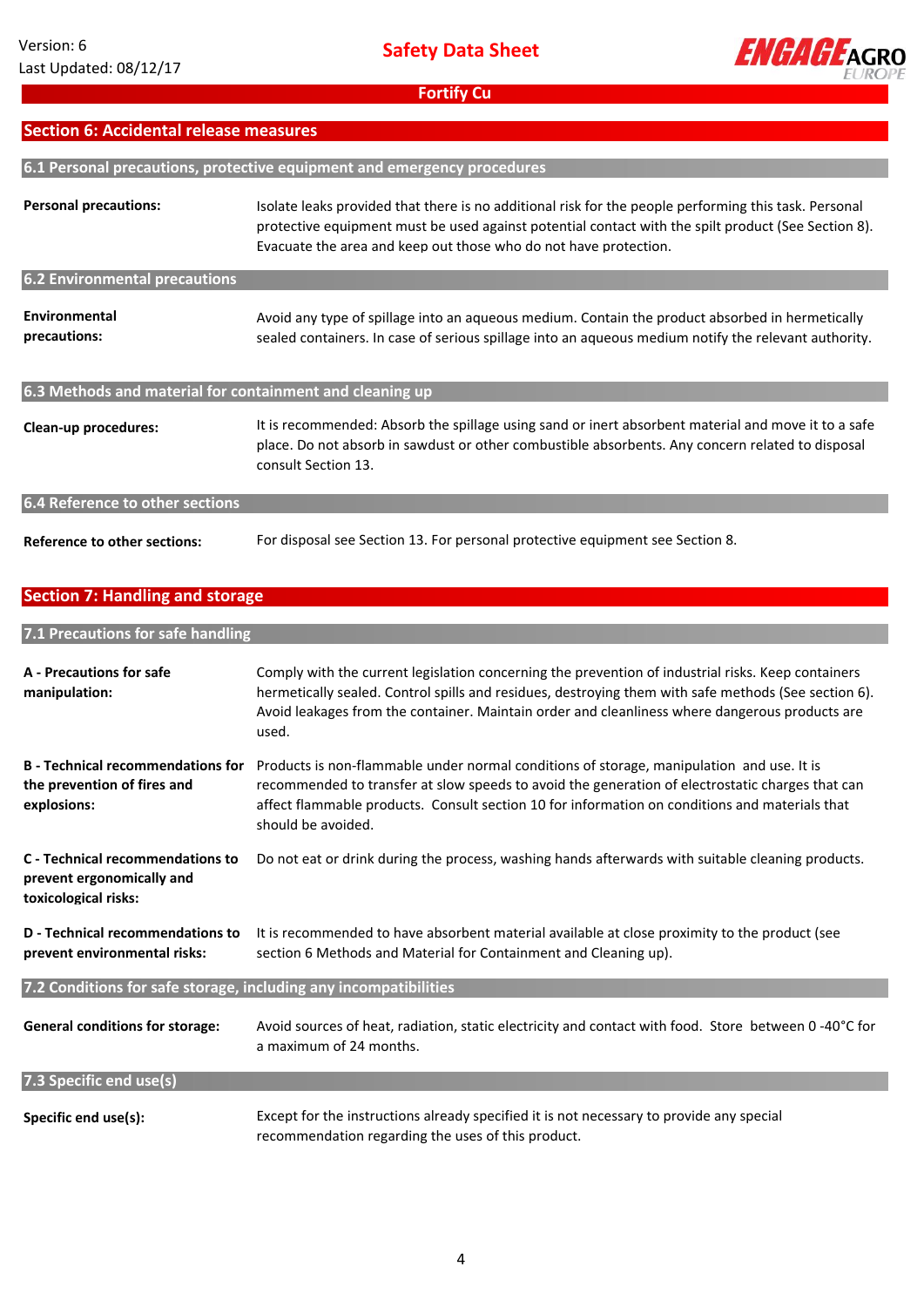## Section 6: Accidental release measures

### 6.1 Personal precautions, protective equipment and emergency procedures

**Personal precautions:** Isolate leaks provided that there is no additional risk for the people performing this task. Personal protective equipment must be used against potential contact with the spilt product (See Section 8). Evacuate the area and keep out those who do not have protection.

### 6.2 Environmental precautions

**Environmental precautions:** Avoid any type of spillage into an aqueous medium. Contain the product absorbed in hermetically sealed containers. In case of serious spillage into an aqueous medium notify the relevant authority.

### 6.3 Methods and material for containment and cleaning up

**Clean-up procedures:** It is recommended: Absorb the spillage using sand or inert absorbent material and move it to a safe place. Do not absorb in sawdust or other combustible absorbents. Any concern related to disposal consult Section 13.

### 6.4 Reference to other sections

**Reference to other sections:** For disposal see Section 13. For personal protective equipment see Section 8.

## Section 7: Handling and storage

### 7.1 Precautions for safe handling

**A - Precautions for safe manipulation:** Comply with the current legislation concerning the prevention of industrial risks. Keep containers hermetically sealed. Control spills and residues, destroying them with safe methods (See section 6). Avoid leakages from the container. Maintain order and cleanliness where dangerous products are used.

**B - Technical recommendations for the prevention of fires and explosions:** Products is non-flammable under normal conditions of storage, manipulation and use. It is recommended to transfer at slow speeds to avoid the generation of electrostatic charges that can affect flammable products. Consult section 10 for information on conditions and materials that should be avoided.

**C - Technical recommendations to prevent ergonomically and toxicological risks:** Do not eat or drink during the process, washing hands afterwards with suitable cleaning products.

**D - Technical recommendations to prevent environmental risks:** It is recommended to have absorbent material available at close proximity to the product (see section 6 Methods and Material for Containment and Cleaning up).

### 7.2 Conditions for safe storage, including any incompatibilities

**General conditions for storage:** Avoid sources of heat, radiation, static electricity and contact with food. Store between 0 -40°C for a maximum of 24 months.

### 7.3 Specific end use(s)

**Specific end use(s):** Except for the instructions already specified it is not necessary to provide any special recommendation regarding the uses of this product.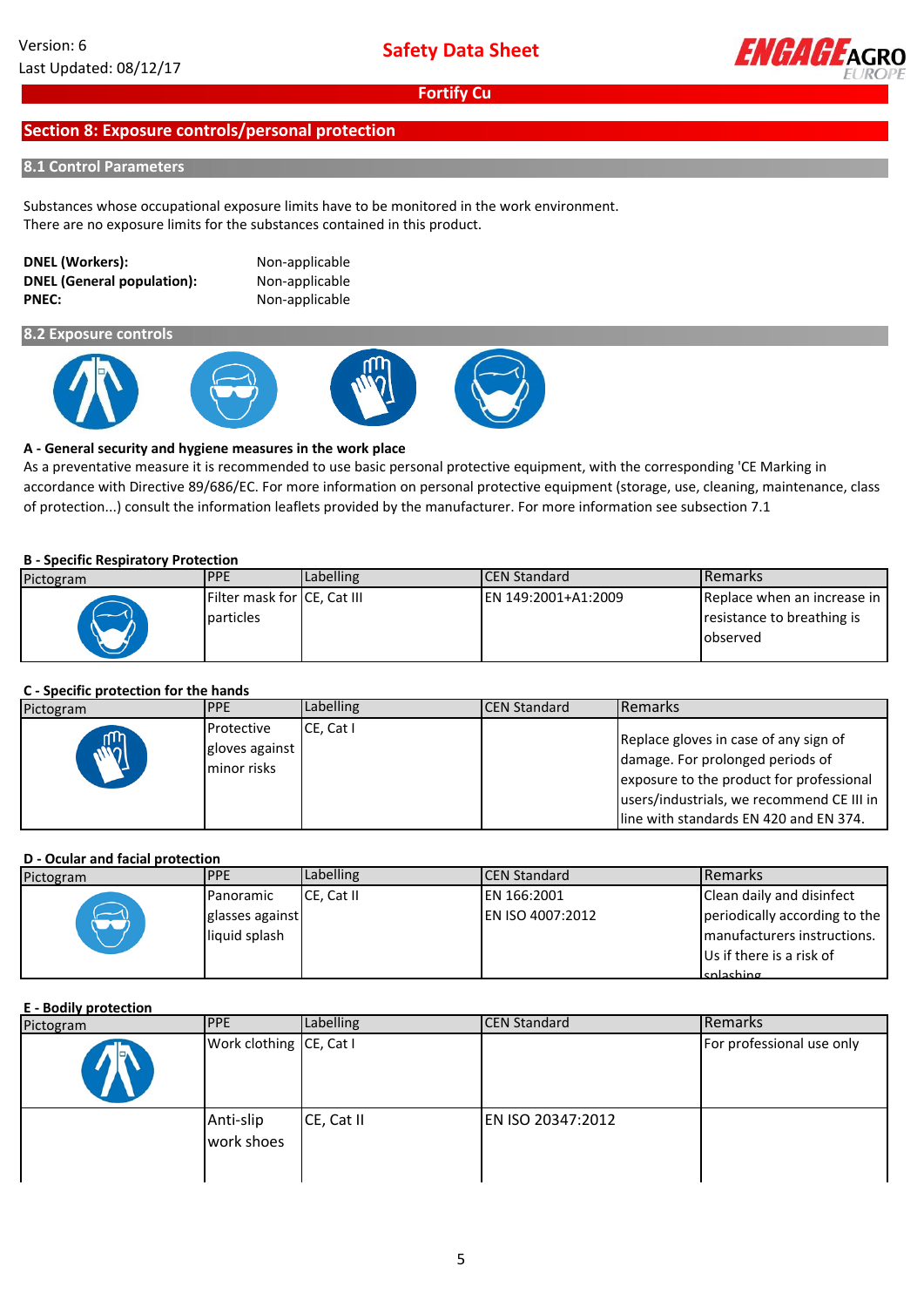## Section 8: Exposure controls/personal protection

### 8.1 Control Parameters

Substances whose occupational exposure limits have to be monitored in the work environment.
There are no exposure limits for the substances contained in this product.

**DNEL (Workers):** Non-applicable
**DNEL (General population):** Non-applicable
**PNEC:** Non-applicable

### 8.2 Exposure controls

**A - General security and hygiene measures in the work place**

As a preventative measure it is recommended to use basic personal protective equipment, with the corresponding 'CE Marking in accordance with Directive 89/686/EC. For more information on personal protective equipment (storage, use, cleaning, maintenance, class of protection...) consult the information leaflets provided by the manufacturer. For more information see subsection 7.1

**B - Specific Respiratory Protection**

| Pictogram | PPE | Labelling | CEN Standard | Remarks |
|---|---|---|---|---|
| | Filter mask for particles | CE, Cat III | EN 149:2001+A1:2009 | Replace when an increase in resistance to breathing is observed |

**C - Specific protection for the hands**

| Pictogram | PPE | Labelling | CEN Standard | Remarks |
|---|---|---|---|---|
| | Protective gloves against minor risks | CE, Cat I | | Replace gloves in case of any sign of damage. For prolonged periods of exposure to the product for professional users/industrials, we recommend CE III in line with standards EN 420 and EN 374. |

**D - Ocular and facial protection**

| Pictogram | PPE | Labelling | CEN Standard | Remarks |
|---|---|---|---|---|
| | Panoramic glasses against liquid splash | CE, Cat II | EN 166:2001<br>EN ISO 4007:2012 | Clean daily and disinfect periodically according to the manufacturers instructions. Us if there is a risk of splashing |

**E - Bodily protection**

| Pictogram | PPE | Labelling | CEN Standard | Remarks |
|---|---|---|---|---|
| | Work clothing | CE, Cat I | | For professional use only |
| | Anti-slip work shoes | CE, Cat II | EN ISO 20347:2012 | |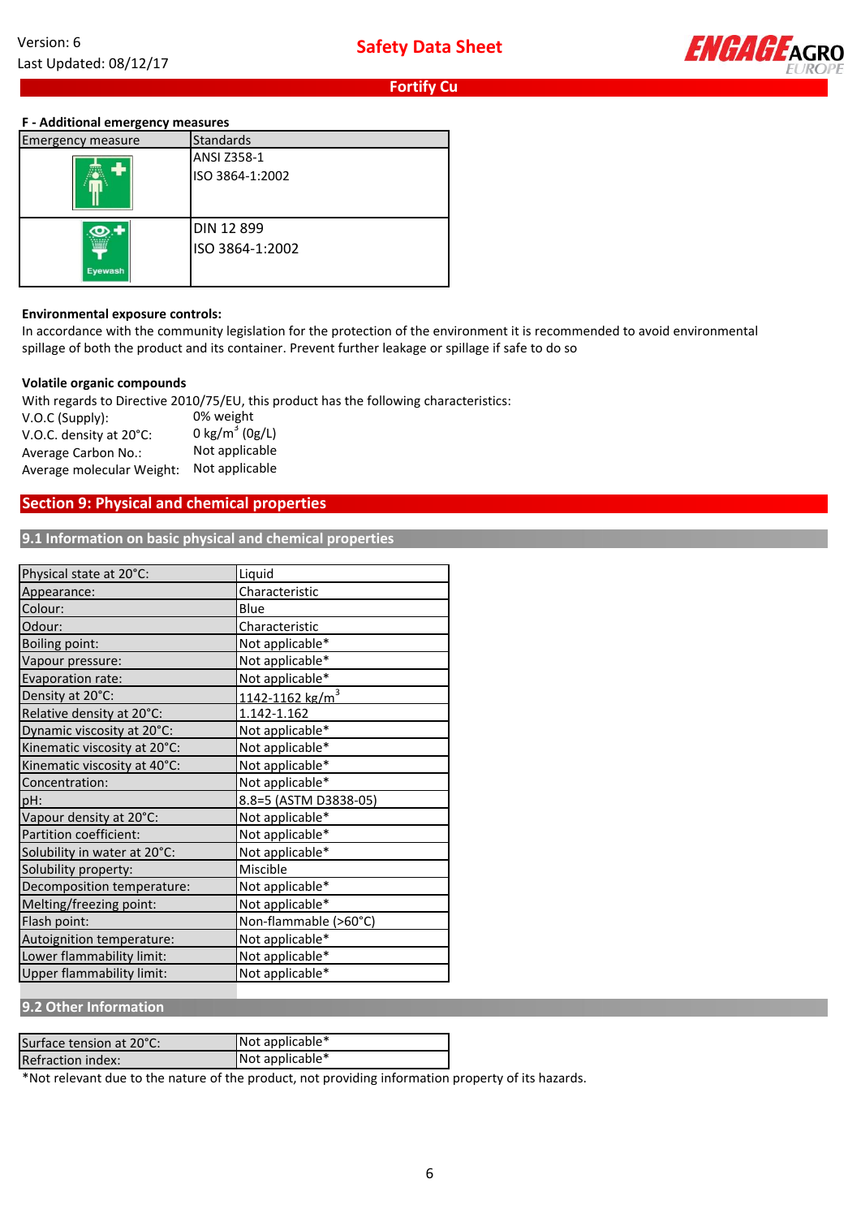### F - Additional emergency measures

| Emergency measure | Standards |
|---|---|
| | ANSI Z358-1<br>ISO 3864-1:2002 |
| Eyewash | DIN 12 899<br>ISO 3864-1:2002 |

**Environmental exposure controls:**

In accordance with the community legislation for the protection of the environment it is recommended to avoid environmental spillage of both the product and its container. Prevent further leakage or spillage if safe to do so

**Volatile organic compounds**

With regards to Directive 2010/75/EU, this product has the following characteristics:

| | |
|---|---|
| V.O.C (Supply): | 0% weight |
| V.O.C. density at 20°C: | 0 kg/m$^3$ (0g/L) |
| Average Carbon No.: | Not applicable |
| Average molecular Weight: | Not applicable |

## Section 9: Physical and chemical properties

### 9.1 Information on basic physical and chemical properties

| | |
|---|---|
| Physical state at 20°C: | Liquid |
| Appearance: | Characteristic |
| Colour: | Blue |
| Odour: | Characteristic |
| Boiling point: | Not applicable* |
| Vapour pressure: | Not applicable* |
| Evaporation rate: | Not applicable* |
| Density at 20°C: | 1142-1162 kg/m$^3$ |
| Relative density at 20°C: | 1.142-1.162 |
| Dynamic viscosity at 20°C: | Not applicable* |
| Kinematic viscosity at 20°C: | Not applicable* |
| Kinematic viscosity at 40°C: | Not applicable* |
| Concentration: | Not applicable* |
| pH: | 8.8=5 (ASTM D3838-05) |
| Vapour density at 20°C: | Not applicable* |
| Partition coefficient: | Not applicable* |
| Solubility in water at 20°C: | Not applicable* |
| Solubility property: | Miscible |
| Decomposition temperature: | Not applicable* |
| Melting/freezing point: | Not applicable* |
| Flash point: | Non-flammable (>60°C) |
| Autoignition temperature: | Not applicable* |
| Lower flammability limit: | Not applicable* |
| Upper flammability limit: | Not applicable* |

### 9.2 Other Information

| | |
|---|---|
| Surface tension at 20°C: | Not applicable* |
| Refraction index: | Not applicable* |

*Not relevant due to the nature of the product, not providing information property of its hazards.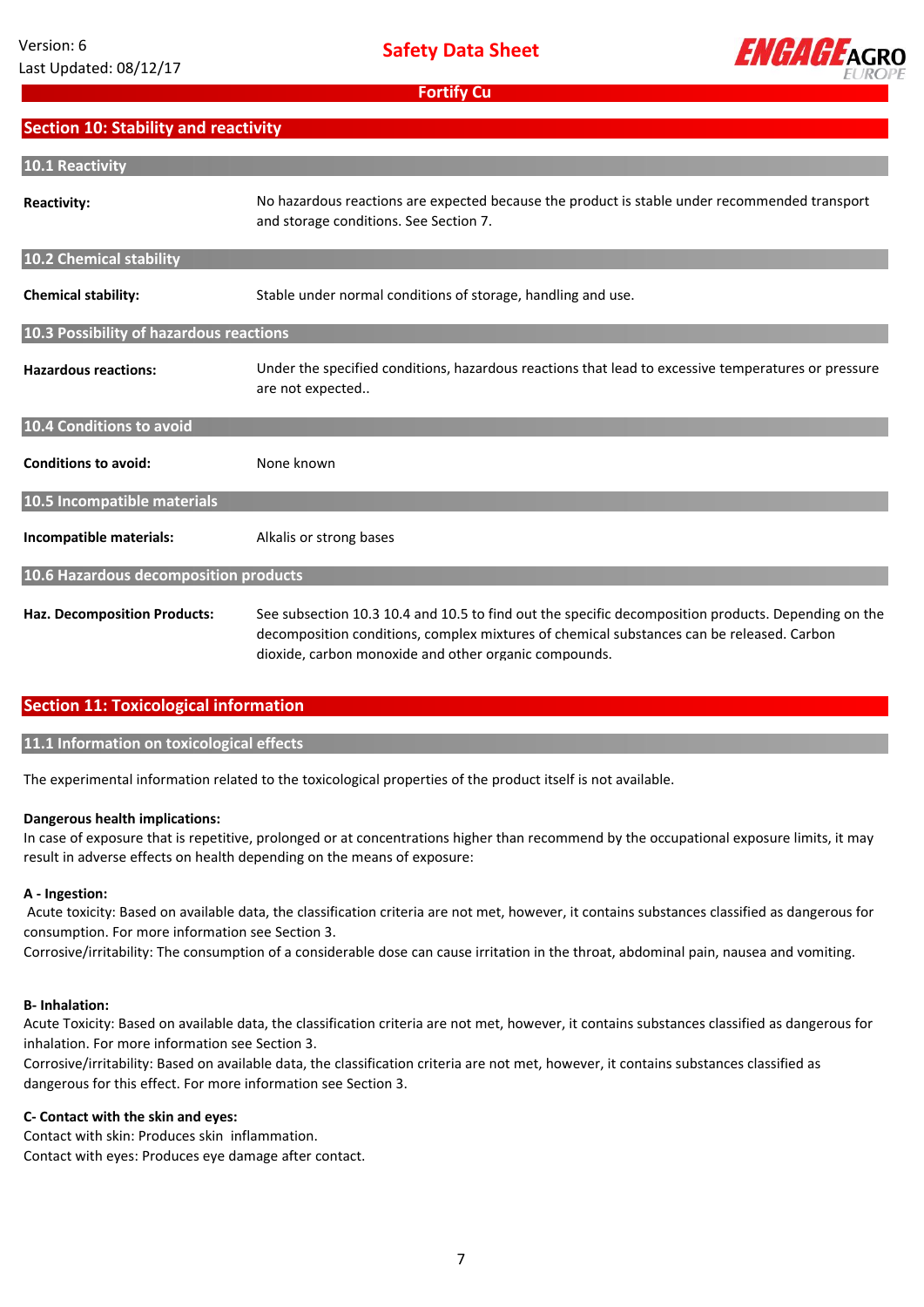## Section 10: Stability and reactivity

### 10.1 Reactivity

**Reactivity:** No hazardous reactions are expected because the product is stable under recommended transport and storage conditions. See Section 7.

### 10.2 Chemical stability

**Chemical stability:** Stable under normal conditions of storage, handling and use.

### 10.3 Possibility of hazardous reactions

**Hazardous reactions:** Under the specified conditions, hazardous reactions that lead to excessive temperatures or pressure are not expected..

### 10.4 Conditions to avoid

**Conditions to avoid:** None known

### 10.5 Incompatible materials

**Incompatible materials:** Alkalis or strong bases

### 10.6 Hazardous decomposition products

**Haz. Decomposition Products:** See subsection 10.3 10.4 and 10.5 to find out the specific decomposition products. Depending on the decomposition conditions, complex mixtures of chemical substances can be released. Carbon dioxide, carbon monoxide and other organic compounds.

## Section 11: Toxicological information

### 11.1 Information on toxicological effects

The experimental information related to the toxicological properties of the product itself is not available.

**Dangerous health implications:**
In case of exposure that is repetitive, prolonged or at concentrations higher than recommend by the occupational exposure limits, it may result in adverse effects on health depending on the means of exposure:

**A - Ingestion:**
Acute toxicity: Based on available data, the classification criteria are not met, however, it contains substances classified as dangerous for consumption. For more information see Section 3.
Corrosive/irritability: The consumption of a considerable dose can cause irritation in the throat, abdominal pain, nausea and vomiting.

**B- Inhalation:**
Acute Toxicity: Based on available data, the classification criteria are not met, however, it contains substances classified as dangerous for inhalation. For more information see Section 3.
Corrosive/irritability: Based on available data, the classification criteria are not met, however, it contains substances classified as dangerous for this effect. For more information see Section 3.

**C- Contact with the skin and eyes:**
Contact with skin: Produces skin inflammation.
Contact with eyes: Produces eye damage after contact.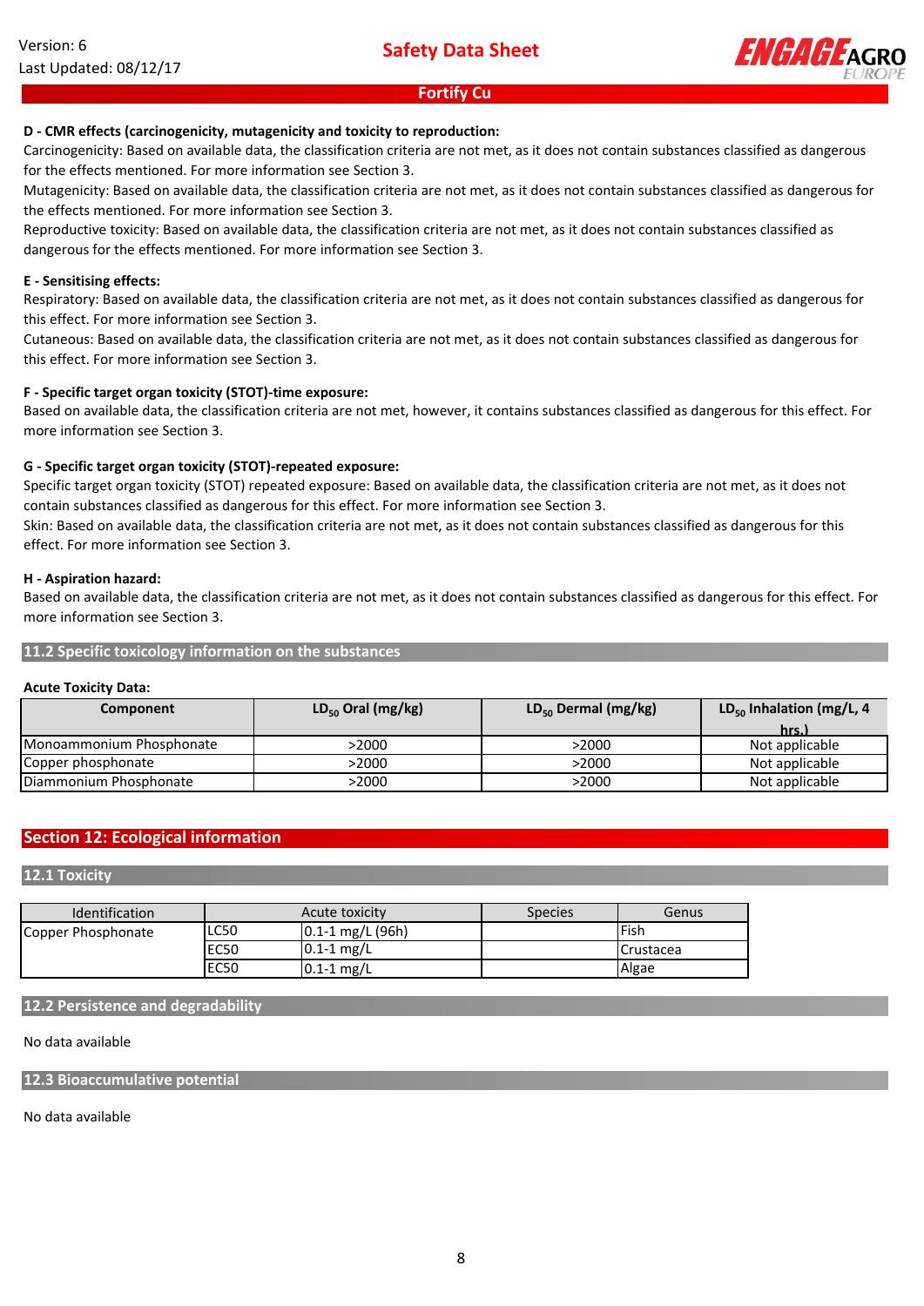**D - CMR effects (carcinogenicity, mutagenicity and toxicity to reproduction):**

Carcinogenicity: Based on available data, the classification criteria are not met, as it does not contain substances classified as dangerous for the effects mentioned. For more information see Section 3.

Mutagenicity: Based on available data, the classification criteria are not met, as it does not contain substances classified as dangerous for the effects mentioned. For more information see Section 3.

Reproductive toxicity: Based on available data, the classification criteria are not met, as it does not contain substances classified as dangerous for the effects mentioned. For more information see Section 3.

**E - Sensitising effects:**

Respiratory: Based on available data, the classification criteria are not met, as it does not contain substances classified as dangerous for this effect. For more information see Section 3.

Cutaneous: Based on available data, the classification criteria are not met, as it does not contain substances classified as dangerous for this effect. For more information see Section 3.

**F - Specific target organ toxicity (STOT)-time exposure:**

Based on available data, the classification criteria are not met, however, it contains substances classified as dangerous for this effect. For more information see Section 3.

**G - Specific target organ toxicity (STOT)-repeated exposure:**

Specific target organ toxicity (STOT) repeated exposure: Based on available data, the classification criteria are not met, as it does not contain substances classified as dangerous for this effect. For more information see Section 3.

Skin: Based on available data, the classification criteria are not met, as it does not contain substances classified as dangerous for this effect. For more information see Section 3.

**H - Aspiration hazard:**

Based on available data, the classification criteria are not met, as it does not contain substances classified as dangerous for this effect. For more information see Section 3.

### 11.2 Specific toxicology information on the substances

**Acute Toxicity Data:**

| Component | $LD_{50}$ Oral (mg/kg) | $LD_{50}$ Dermal (mg/kg) | $LD_{50}$ Inhalation (mg/L, 4 hrs.) |
|---|---|---|---|
| Monoammonium Phosphonate | >2000 | >2000 | Not applicable |
| Copper phosphonate | >2000 | >2000 | Not applicable |
| Diammonium Phosphonate | >2000 | >2000 | Not applicable |

## Section 12: Ecological information

### 12.1 Toxicity

| Identification | Acute toxicity | | Species | Genus |
|---|---|---|---|---|
| Copper Phosphonate | LC50 | 0.1-1 mg/L (96h) | | Fish |
| | EC50 | 0.1-1 mg/L | | Crustacea |
| | EC50 | 0.1-1 mg/L | | Algae |

### 12.2 Persistence and degradability

No data available

### 12.3 Bioaccumulative potential

No data available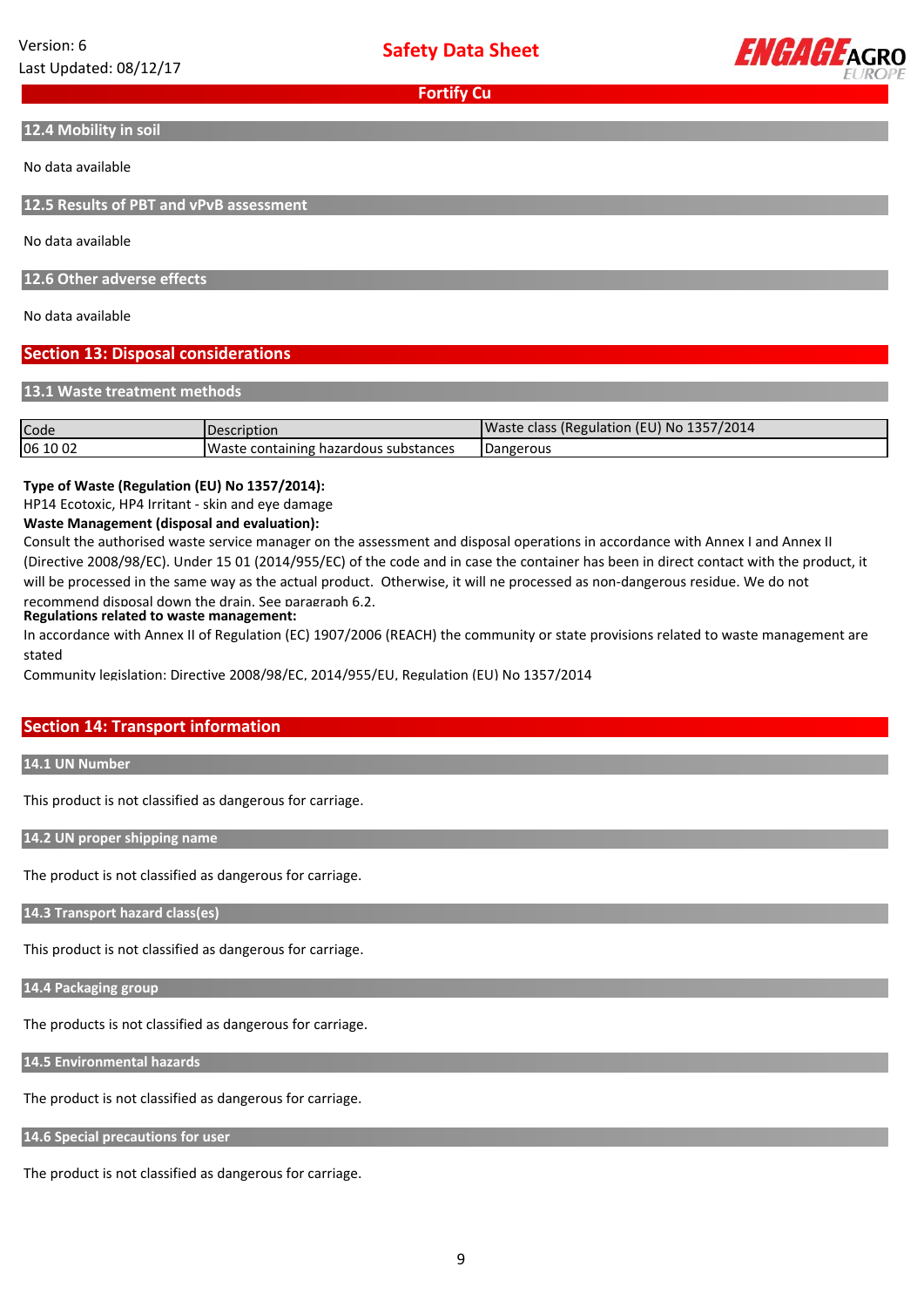### 12.4 Mobility in soil

No data available

### 12.5 Results of PBT and vPvB assessment

No data available

### 12.6 Other adverse effects

No data available

## Section 13: Disposal considerations

### 13.1 Waste treatment methods

| Code | Description | Waste class (Regulation (EU) No 1357/2014 |
|---|---|---|
| 06 10 02 | Waste containing hazardous substances | Dangerous |

**Type of Waste (Regulation (EU) No 1357/2014):**

HP14 Ecotoxic, HP4 Irritant - skin and eye damage

**Waste Management (disposal and evaluation):**

Consult the authorised waste service manager on the assessment and disposal operations in accordance with Annex I and Annex II (Directive 2008/98/EC). Under 15 01 (2014/955/EC) of the code and in case the container has been in direct contact with the product, it will be processed in the same way as the actual product. Otherwise, it will ne processed as non-dangerous residue. We do not recommend disposal down the drain. See paragraph 6.2.

**Regulations related to waste management:**

In accordance with Annex II of Regulation (EC) 1907/2006 (REACH) the community or state provisions related to waste management are stated

Community legislation: Directive 2008/98/EC, 2014/955/EU, Regulation (EU) No 1357/2014

## Section 14: Transport information

### 14.1 UN Number

This product is not classified as dangerous for carriage.

### 14.2 UN proper shipping name

The product is not classified as dangerous for carriage.

### 14.3 Transport hazard class(es)

This product is not classified as dangerous for carriage.

### 14.4 Packaging group

The products is not classified as dangerous for carriage.

### 14.5 Environmental hazards

The product is not classified as dangerous for carriage.

### 14.6 Special precautions for user

The product is not classified as dangerous for carriage.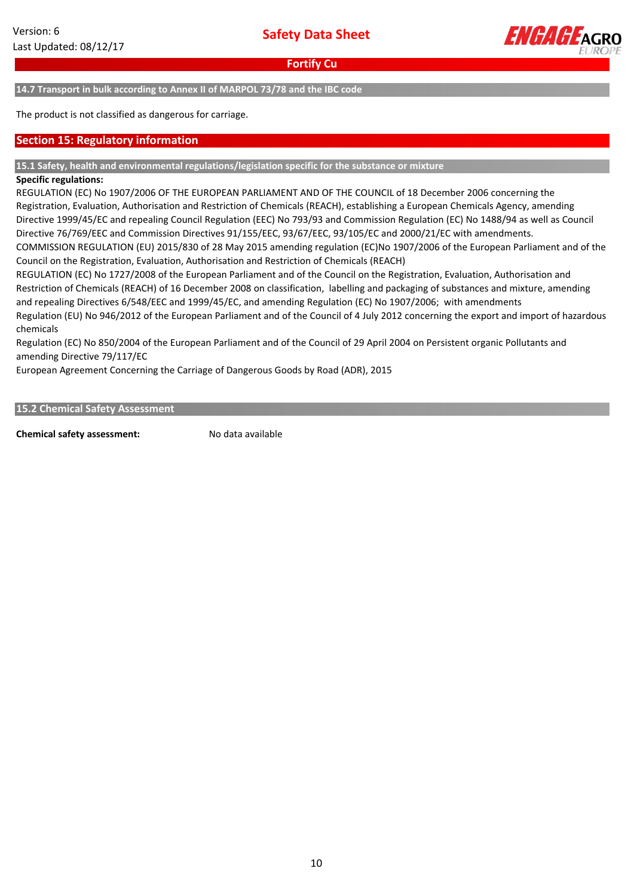### 14.7 Transport in bulk according to Annex II of MARPOL 73/78 and the IBC code

The product is not classified as dangerous for carriage.

## Section 15: Regulatory information

### 15.1 Safety, health and environmental regulations/legislation specific for the substance or mixture

**Specific regulations:**

REGULATION (EC) No 1907/2006 OF THE EUROPEAN PARLIAMENT AND OF THE COUNCIL of 18 December 2006 concerning the Registration, Evaluation, Authorisation and Restriction of Chemicals (REACH), establishing a European Chemicals Agency, amending Directive 1999/45/EC and repealing Council Regulation (EEC) No 793/93 and Commission Regulation (EC) No 1488/94 as well as Council Directive 76/769/EEC and Commission Directives 91/155/EEC, 93/67/EEC, 93/105/EC and 2000/21/EC with amendments.

COMMISSION REGULATION (EU) 2015/830 of 28 May 2015 amending regulation (EC)No 1907/2006 of the European Parliament and of the Council on the Registration, Evaluation, Authorisation and Restriction of Chemicals (REACH)

REGULATION (EC) No 1727/2008 of the European Parliament and of the Council on the Registration, Evaluation, Authorisation and Restriction of Chemicals (REACH) of 16 December 2008 on classification, labelling and packaging of substances and mixture, amending and repealing Directives 6/548/EEC and 1999/45/EC, and amending Regulation (EC) No 1907/2006; with amendments

Regulation (EU) No 946/2012 of the European Parliament and of the Council of 4 July 2012 concerning the export and import of hazardous chemicals

Regulation (EC) No 850/2004 of the European Parliament and of the Council of 29 April 2004 on Persistent organic Pollutants and amending Directive 79/117/EC

European Agreement Concerning the Carriage of Dangerous Goods by Road (ADR), 2015

### 15.2 Chemical Safety Assessment

**Chemical safety assessment:** No data available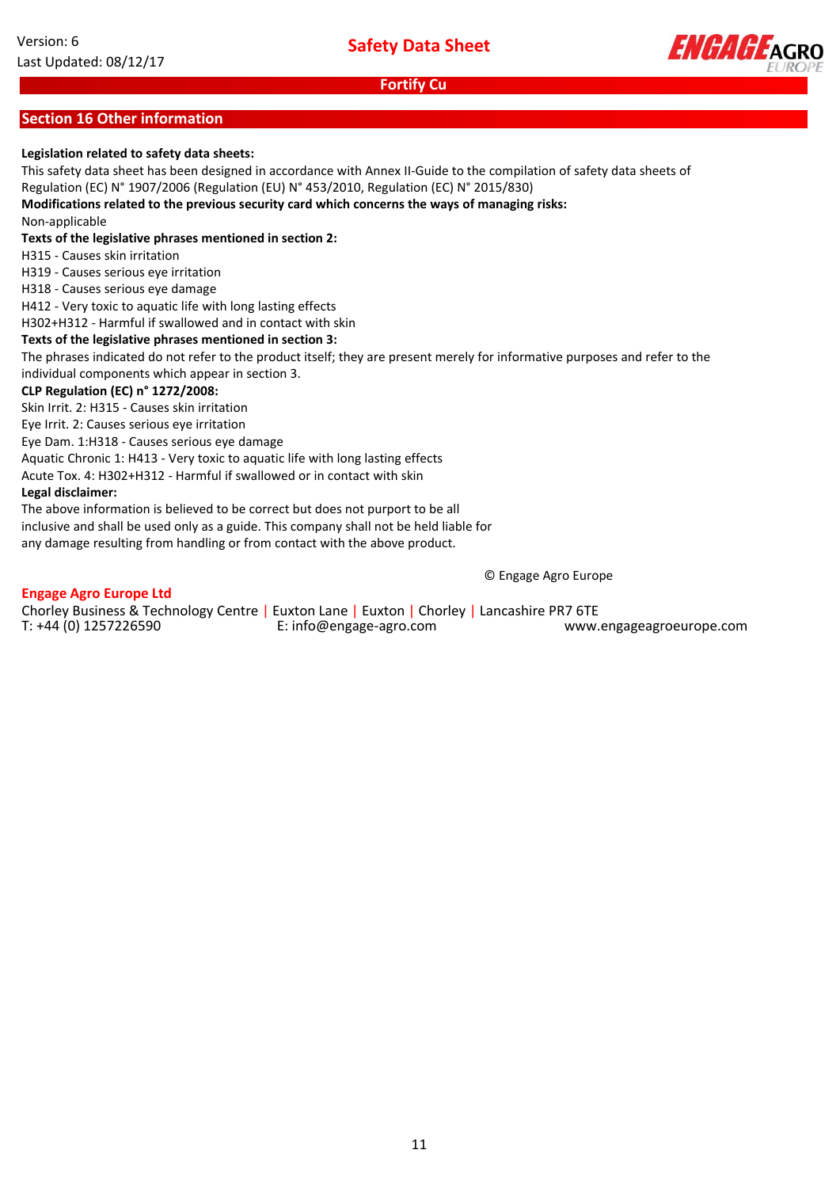## Section 16 Other information

**Legislation related to safety data sheets:**

This safety data sheet has been designed in accordance with Annex II-Guide to the compilation of safety data sheets of Regulation (EC) N° 1907/2006 (Regulation (EU) N° 453/2010, Regulation (EC) N° 2015/830)

**Modifications related to the previous security card which concerns the ways of managing risks:**

Non-applicable

**Texts of the legislative phrases mentioned in section 2:**

H315 - Causes skin irritation
H319 - Causes serious eye irritation
H318 - Causes serious eye damage
H412 - Very toxic to aquatic life with long lasting effects
H302+H312 - Harmful if swallowed and in contact with skin

**Texts of the legislative phrases mentioned in section 3:**

The phrases indicated do not refer to the product itself; they are present merely for informative purposes and refer to the individual components which appear in section 3.

**CLP Regulation (EC) n° 1272/2008:**

Skin Irrit. 2: H315 - Causes skin irritation
Eye Irrit. 2: Causes serious eye irritation
Eye Dam. 1:H318 - Causes serious eye damage
Aquatic Chronic 1: H413 - Very toxic to aquatic life with long lasting effects
Acute Tox. 4: H302+H312 - Harmful if swallowed or in contact with skin

**Legal disclaimer:**

The above information is believed to be correct but does not purport to be all inclusive and shall be used only as a guide. This company shall not be held liable for any damage resulting from handling or from contact with the above product.

© Engage Agro Europe

**Engage Agro Europe Ltd**
Chorley Business & Technology Centre | Euxton Lane | Euxton | Chorley | Lancashire PR7 6TE
T: +44 (0) 1257226590 E: info@engage-agro.com www.engageagroeurope.com